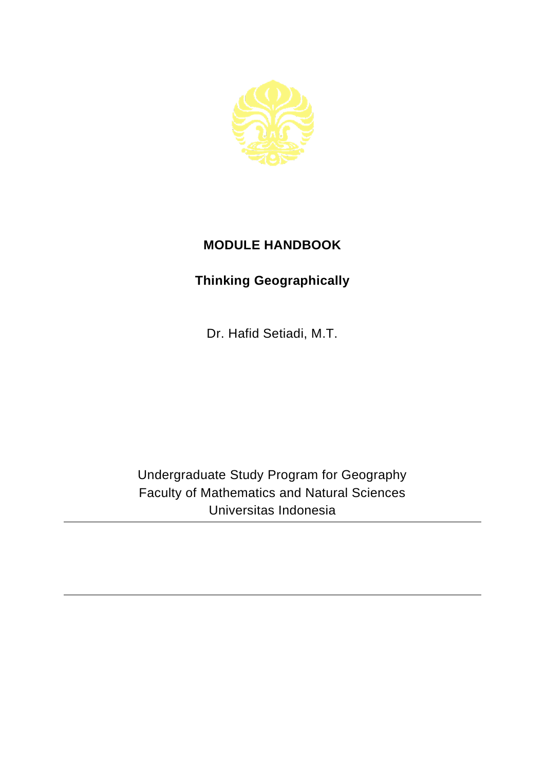# MODULE HANDBOOK

## Thinking Geographically

Dr. Hafid Setiadi, M.T.

Undergraduate Study Program for Geography
Faculty of Mathematics and Natural Sciences
Universitas Indonesia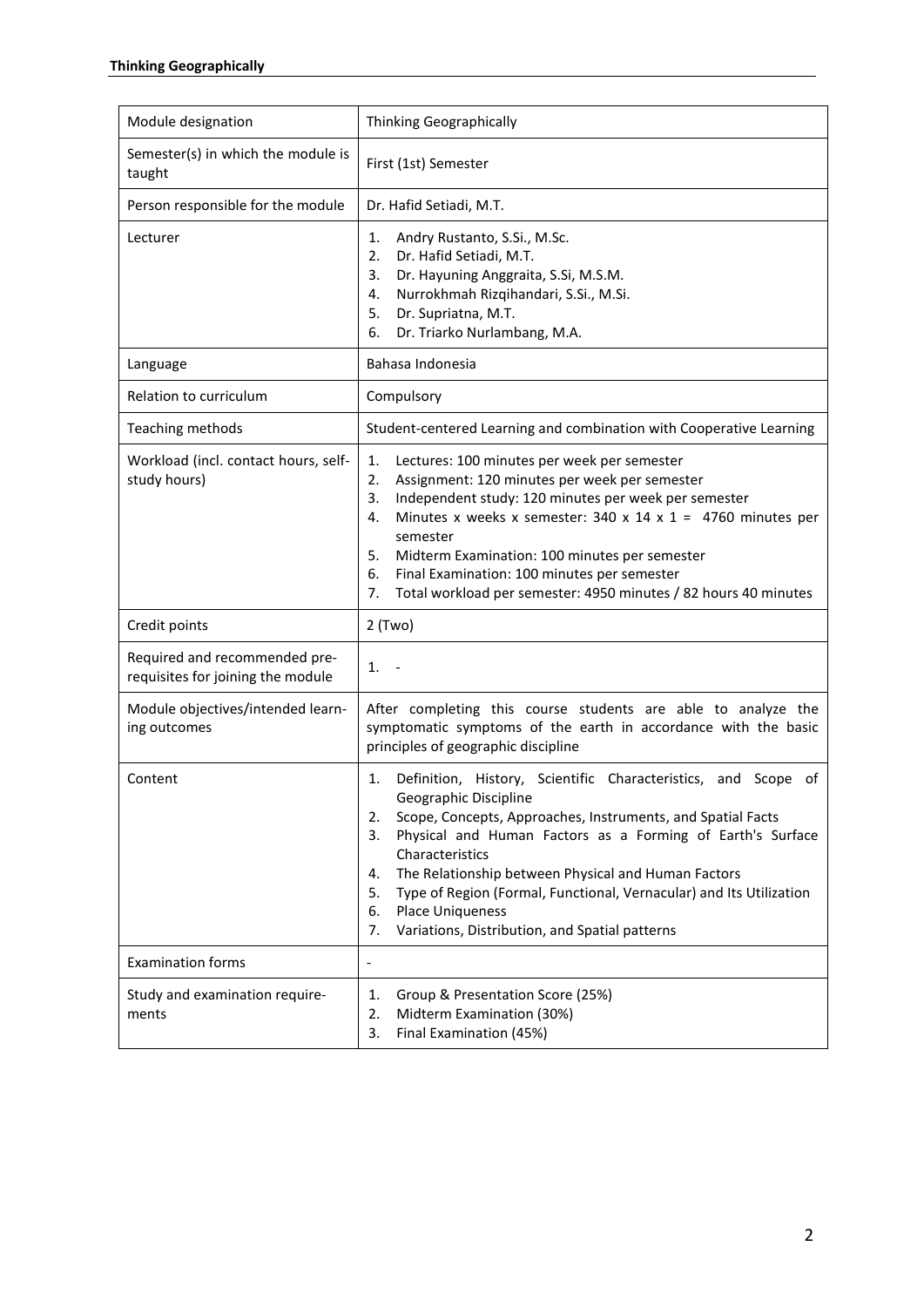| Module designation | Thinking Geographically |
|---|---|
| Semester(s) in which the module is taught | First (1st) Semester |
| Person responsible for the module | Dr. Hafid Setiadi, M.T. |
| Lecturer | 1. Andry Rustanto, S.Si., M.Sc.<br>2. Dr. Hafid Setiadi, M.T.<br>3. Dr. Hayuning Anggraita, S.Si, M.S.M.<br>4. Nurrokhmah Rizqihandari, S.Si., M.Si.<br>5. Dr. Supriatna, M.T.<br>6. Dr. Triarko Nurlambang, M.A. |
| Language | Bahasa Indonesia |
| Relation to curriculum | Compulsory |
| Teaching methods | Student-centered Learning and combination with Cooperative Learning |
| Workload (incl. contact hours, self-study hours) | 1. Lectures: 100 minutes per week per semester<br>2. Assignment: 120 minutes per week per semester<br>3. Independent study: 120 minutes per week per semester<br>4. Minutes x weeks x semester: 340 x 14 x 1 = 4760 minutes per semester<br>5. Midterm Examination: 100 minutes per semester<br>6. Final Examination: 100 minutes per semester<br>7. Total workload per semester: 4950 minutes / 82 hours 40 minutes |
| Credit points | 2 (Two) |
| Required and recommended pre-requisites for joining the module | 1. - |
| Module objectives/intended learning outcomes | After completing this course students are able to analyze the symptomatic symptoms of the earth in accordance with the basic principles of geographic discipline |
| Content | 1. Definition, History, Scientific Characteristics, and Scope of Geographic Discipline<br>2. Scope, Concepts, Approaches, Instruments, and Spatial Facts<br>3. Physical and Human Factors as a Forming of Earth's Surface Characteristics<br>4. The Relationship between Physical and Human Factors<br>5. Type of Region (Formal, Functional, Vernacular) and Its Utilization<br>6. Place Uniqueness<br>7. Variations, Distribution, and Spatial patterns |
| Examination forms | - |
| Study and examination requirements | 1. Group & Presentation Score (25%)<br>2. Midterm Examination (30%)<br>3. Final Examination (45%) |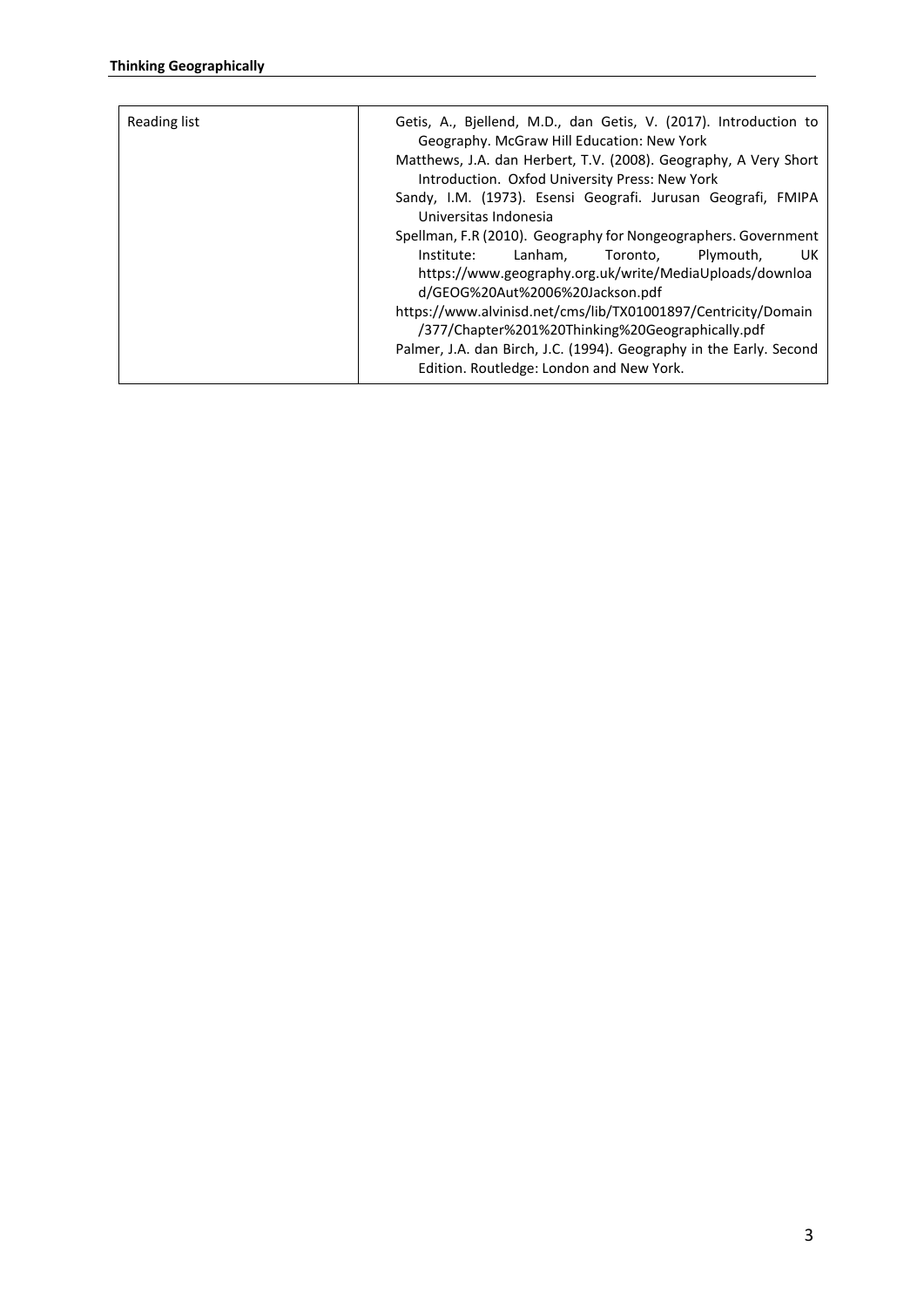| | |
|---|---|
| Reading list | Getis, A., Bjellend, M.D., dan Getis, V. (2017). Introduction to Geography. McGraw Hill Education: New York<br>Matthews, J.A. dan Herbert, T.V. (2008). Geography, A Very Short Introduction. Oxfod University Press: New York<br>Sandy, I.M. (1973). Esensi Geografi. Jurusan Geografi, FMIPA Universitas Indonesia<br>Spellman, F.R (2010). Geography for Nongeographers. Government Institute: Lanham, Toronto, Plymouth, UK https://www.geography.org.uk/write/MediaUploads/download/GEOG%20Aut%2006%20Jackson.pdf<br>https://www.alvinisd.net/cms/lib/TX01001897/Centricity/Domain/377/Chapter%201%20Thinking%20Geographically.pdf<br>Palmer, J.A. dan Birch, J.C. (1994). Geography in the Early. Second Edition. Routledge: London and New York. |